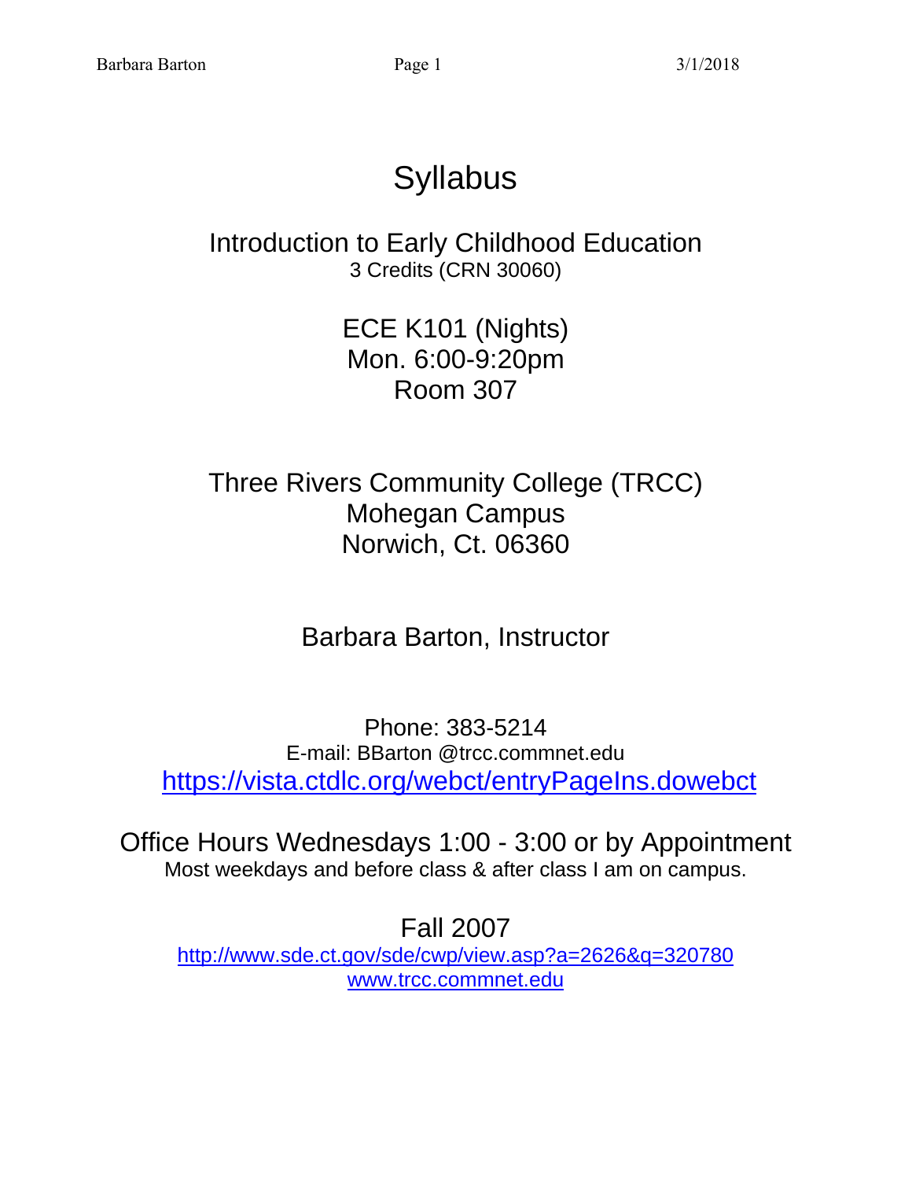# Syllabus

## Introduction to Early Childhood Education

3 Credits (CRN 30060)

ECE K101 (Nights)
Mon. 6:00-9:20pm
Room 307

Three Rivers Community College (TRCC)
Mohegan Campus
Norwich, Ct. 06360

Barbara Barton, Instructor

Phone: 383-5214
E-mail: BBarton @trcc.commnet.edu
https://vista.ctdlc.org/webct/entryPageIns.dowebct

Office Hours Wednesdays 1:00 - 3:00 or by Appointment
Most weekdays and before class & after class I am on campus.

Fall 2007
http://www.sde.ct.gov/sde/cwp/view.asp?a=2626&q=320780
www.trcc.commnet.edu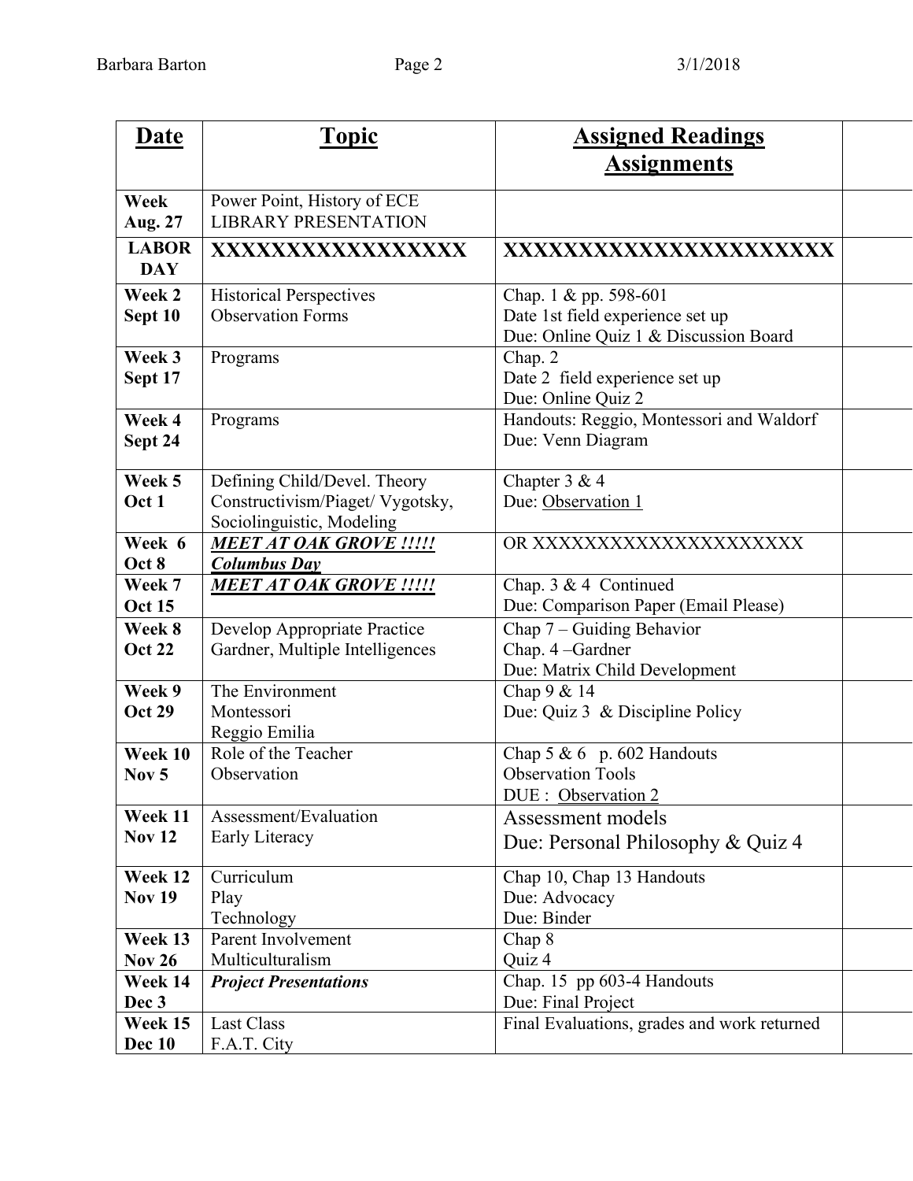| Date | Topic | Assigned Readings<br>Assignments | |
|---|---|---|---|
| **Week Aug. 27** | Power Point, History of ECE<br>LIBRARY PRESENTATION | | |
| **LABOR DAY** | **XXXXXXXXXXXXXXXXX** | **XXXXXXXXXXXXXXXXXXXXXX** | |
| **Week 2 Sept 10** | Historical Perspectives<br>Observation Forms | Chap. 1 & pp. 598-601<br>Date 1st field experience set up<br>Due: Online Quiz 1 & Discussion Board | |
| **Week 3 Sept 17** | Programs | Chap. 2<br>Date 2 field experience set up<br>Due: Online Quiz 2 | |
| **Week 4 Sept 24** | Programs | Handouts: Reggio, Montessori and Waldorf<br>Due: Venn Diagram | |
| **Week 5 Oct 1** | Defining Child/Devel. Theory<br>Constructivism/Piaget/ Vygotsky,<br>Sociolinguistic, Modeling | Chapter 3 & 4<br>Due: Observation 1 | |
| **Week 6 Oct 8** | ***MEET AT OAK GROVE !!!!!***<br>***Columbus Day*** | OR XXXXXXXXXXXXXXXXXXXXX | |
| **Week 7 Oct 15** | ***MEET AT OAK GROVE !!!!!*** | Chap. 3 & 4 Continued<br>Due: Comparison Paper (Email Please) | |
| **Week 8 Oct 22** | Develop Appropriate Practice<br>Gardner, Multiple Intelligences | Chap 7 – Guiding Behavior<br>Chap. 4 –Gardner<br>Due: Matrix Child Development | |
| **Week 9 Oct 29** | The Environment<br>Montessori<br>Reggio Emilia | Chap 9 & 14<br>Due: Quiz 3 & Discipline Policy | |
| **Week 10 Nov 5** | Role of the Teacher<br>Observation | Chap 5 & 6 p. 602 Handouts<br>Observation Tools<br>DUE : Observation 2 | |
| **Week 11 Nov 12** | Assessment/Evaluation<br>Early Literacy | Assessment models<br>Due: Personal Philosophy & Quiz 4 | |
| **Week 12 Nov 19** | Curriculum<br>Play<br>Technology | Chap 10, Chap 13 Handouts<br>Due: Advocacy<br>Due: Binder | |
| **Week 13 Nov 26** | Parent Involvement<br>Multiculturalism | Chap 8<br>Quiz 4 | |
| **Week 14 Dec 3** | ***Project Presentations*** | Chap. 15 pp 603-4 Handouts<br>Due: Final Project | |
| **Week 15 Dec 10** | Last Class<br>F.A.T. City | Final Evaluations, grades and work returned | |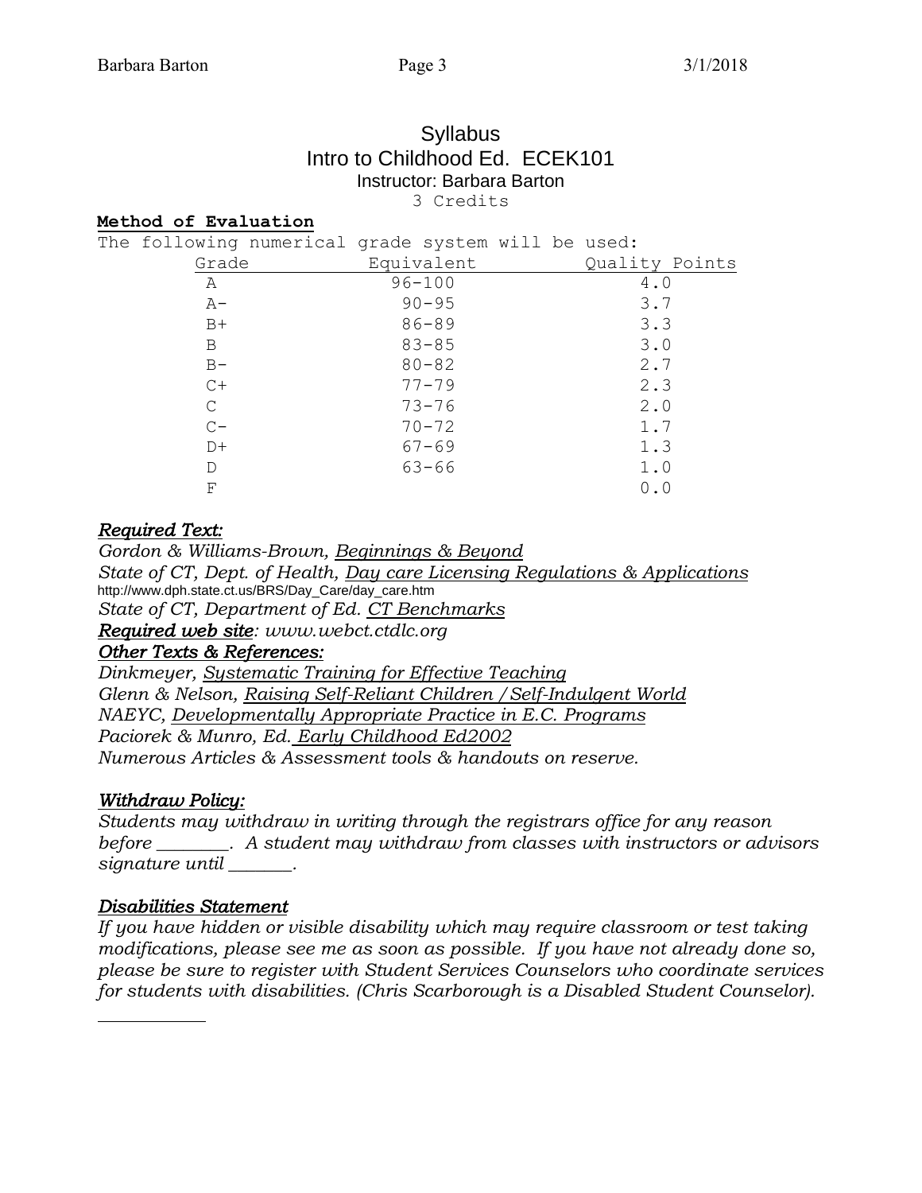# Syllabus

## Intro to Childhood Ed. ECEK101

### Instructor: Barbara Barton

3 Credits

**Method of Evaluation**

The following numerical grade system will be used:

| Grade | Equivalent | Quality Points |
|---|---|---|
| A | 96-100 | 4.0 |
| A- | 90-95 | 3.7 |
| B+ | 86-89 | 3.3 |
| B | 83-85 | 3.0 |
| B- | 80-82 | 2.7 |
| C+ | 77-79 | 2.3 |
| C | 73-76 | 2.0 |
| C- | 70-72 | 1.7 |
| D+ | 67-69 | 1.3 |
| D | 63-66 | 1.0 |
| F | | 0.0 |

***Required Text:***

*Gordon & Williams-Brown, Beginnings & Beyond*

*State of CT, Dept. of Health, Day care Licensing Regulations & Applications*

http://www.dph.state.ct.us/BRS/Day_Care/day_care.htm

*State of CT, Department of Ed. CT Benchmarks*

***Required web site****: www.webct.ctdlc.org*

***Other Texts & References:***

*Dinkmeyer, Systematic Training for Effective Teaching*

*Glenn & Nelson, Raising Self-Reliant Children /Self-Indulgent World*

*NAEYC, Developmentally Appropriate Practice in E.C. Programs*

*Paciorek & Munro, Ed. Early Childhood Ed2002*

*Numerous Articles & Assessment tools & handouts on reserve.*

***Withdraw Policy:***

*Students may withdraw in writing through the registrars office for any reason before ________. A student may withdraw from classes with instructors or advisors signature until _______.*

***Disabilities Statement***

*If you have hidden or visible disability which may require classroom or test taking modifications, please see me as soon as possible. If you have not already done so, please be sure to register with Student Services Counselors who coordinate services for students with disabilities. (Chris Scarborough is a Disabled Student Counselor).*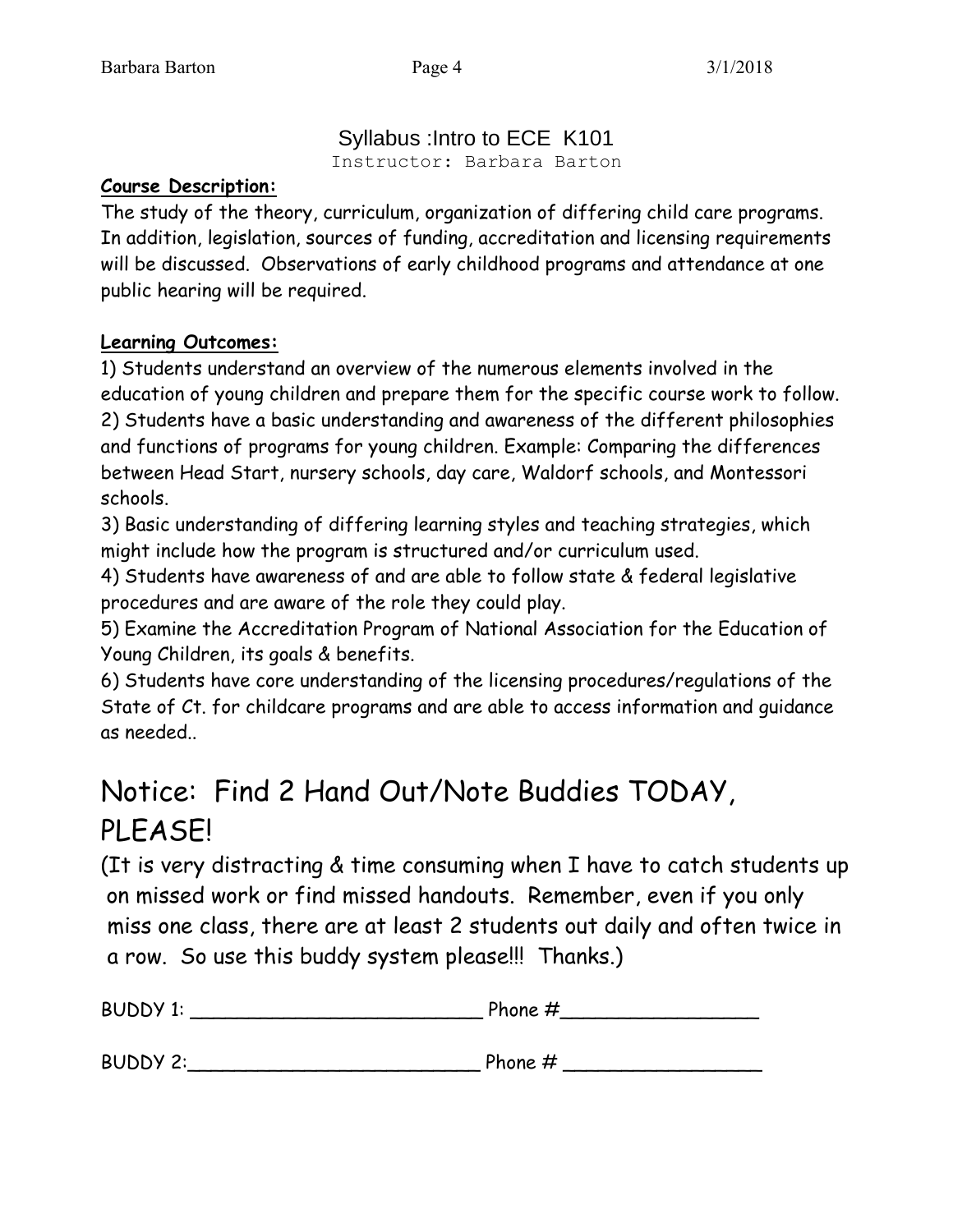# Syllabus :Intro to ECE K101

Instructor: Barbara Barton

**Course Description:**

The study of the theory, curriculum, organization of differing child care programs. In addition, legislation, sources of funding, accreditation and licensing requirements will be discussed. Observations of early childhood programs and attendance at one public hearing will be required.

**Learning Outcomes:**

1) Students understand an overview of the numerous elements involved in the education of young children and prepare them for the specific course work to follow.
2) Students have a basic understanding and awareness of the different philosophies and functions of programs for young children. Example: Comparing the differences between Head Start, nursery schools, day care, Waldorf schools, and Montessori schools.
3) Basic understanding of differing learning styles and teaching strategies, which might include how the program is structured and/or curriculum used.
4) Students have awareness of and are able to follow state & federal legislative procedures and are aware of the role they could play.
5) Examine the Accreditation Program of National Association for the Education of Young Children, its goals & benefits.
6) Students have core understanding of the licensing procedures/regulations of the State of Ct. for childcare programs and are able to access information and guidance as needed..

## Notice: Find 2 Hand Out/Note Buddies TODAY, PLEASE!

(It is very distracting & time consuming when I have to catch students up on missed work or find missed handouts. Remember, even if you only miss one class, there are at least 2 students out daily and often twice in a row. So use this buddy system please!!! Thanks.)

BUDDY 1: ________________________ Phone #________________

BUDDY 2:________________________ Phone # ________________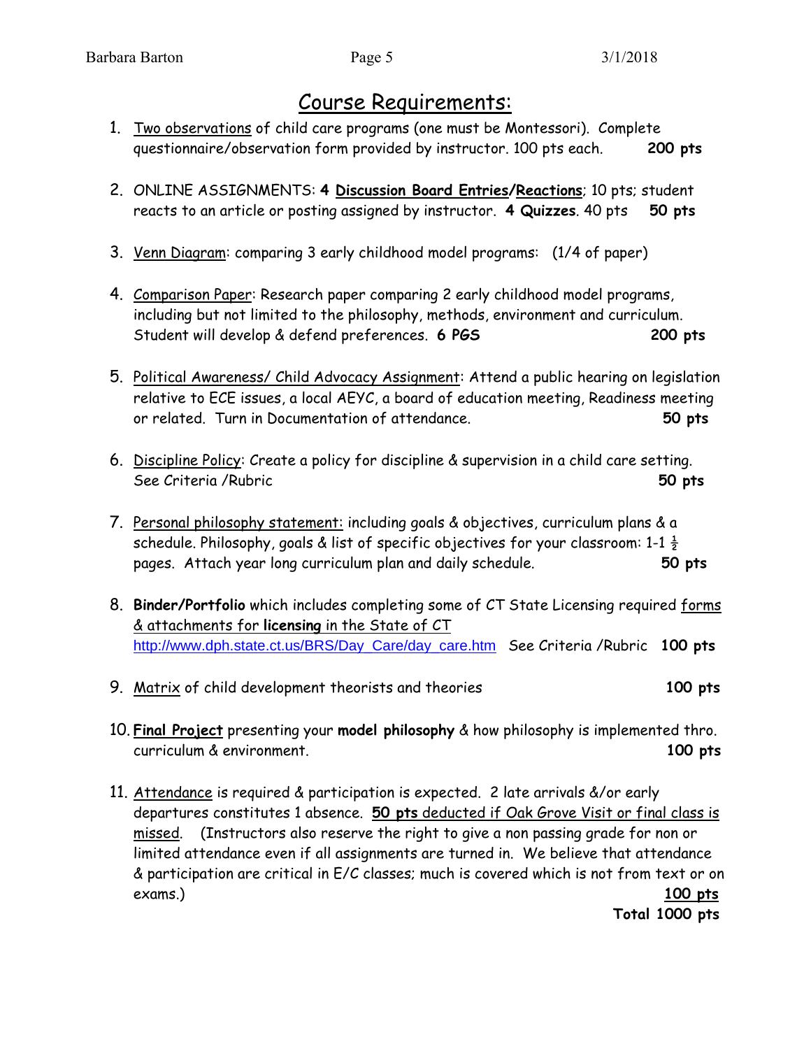# Course Requirements:

1. Two observations of child care programs (one must be Montessori). Complete questionnaire/observation form provided by instructor. 100 pts each. **200 pts**

2. ONLINE ASSIGNMENTS: **4 Discussion Board Entries/Reactions**; 10 pts; student reacts to an article or posting assigned by instructor. **4 Quizzes**. 40 pts **50 pts**

3. Venn Diagram: comparing 3 early childhood model programs: (1/4 of paper)

4. Comparison Paper: Research paper comparing 2 early childhood model programs, including but not limited to the philosophy, methods, environment and curriculum. Student will develop & defend preferences. **6 PGS** **200 pts**

5. Political Awareness/ Child Advocacy Assignment: Attend a public hearing on legislation relative to ECE issues, a local AEYC, a board of education meeting, Readiness meeting or related. Turn in Documentation of attendance. **50 pts**

6. Discipline Policy: Create a policy for discipline & supervision in a child care setting. See Criteria /Rubric **50 pts**

7. Personal philosophy statement: including goals & objectives, curriculum plans & a schedule. Philosophy, goals & list of specific objectives for your classroom: 1-1 ½ pages. Attach year long curriculum plan and daily schedule. **50 pts**

8. **Binder/Portfolio** which includes completing some of CT State Licensing required forms & attachments for **licensing** in the State of CT http://www.dph.state.ct.us/BRS/Day_Care/day_care.htm See Criteria /Rubric **100 pts**

9. Matrix of child development theorists and theories **100 pts**

10. **Final Project** presenting your **model philosophy** & how philosophy is implemented thro. curriculum & environment. **100 pts**

11. Attendance is required & participation is expected. 2 late arrivals &/or early departures constitutes 1 absence. **50 pts** deducted if Oak Grove Visit or final class is missed. (Instructors also reserve the right to give a non passing grade for non or limited attendance even if all assignments are turned in. We believe that attendance & participation are critical in E/C classes; much is covered which is not from text or on exams.) **100 pts**

**Total 1000 pts**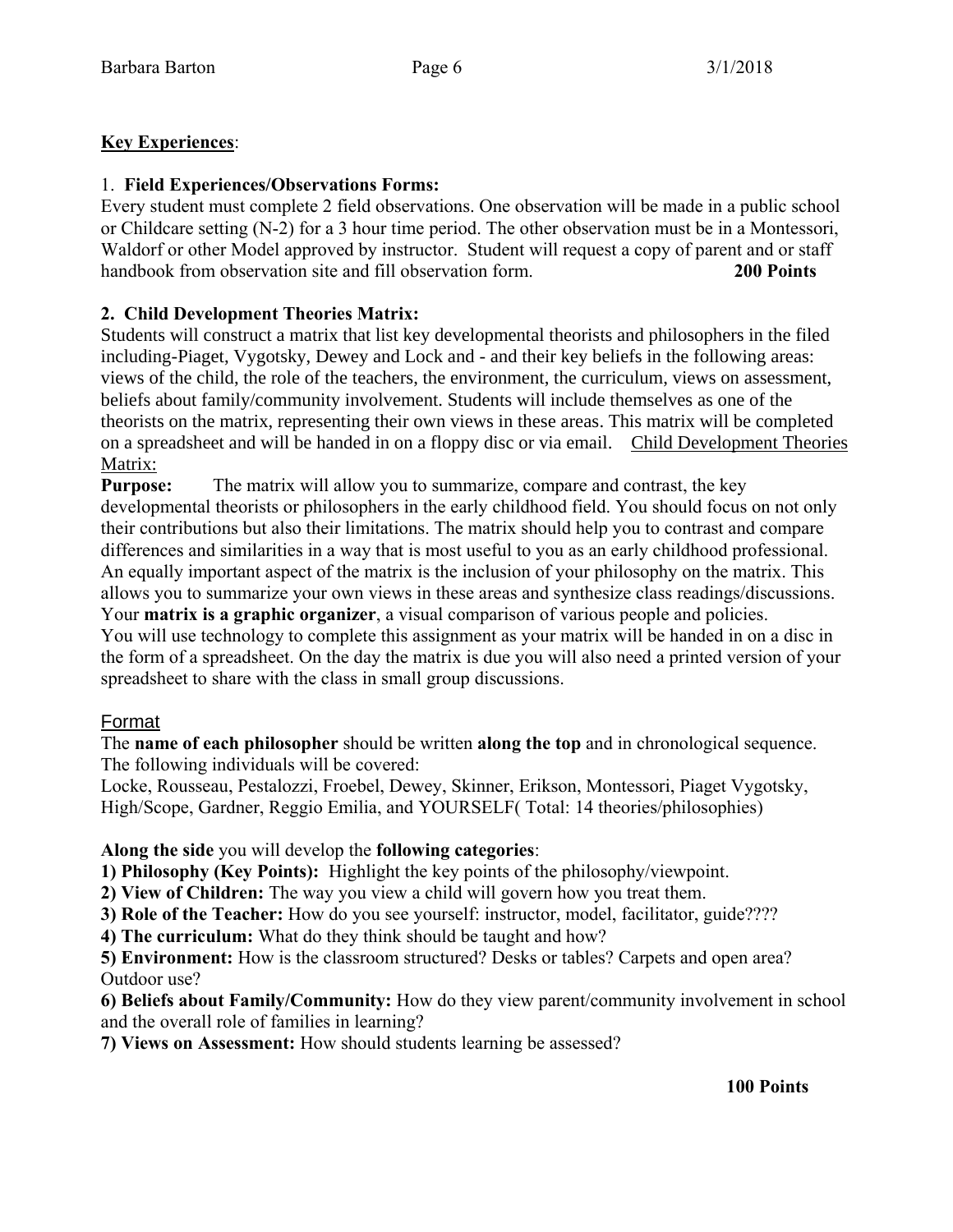**<u>Key Experiences</u>**:

1. **Field Experiences/Observations Forms:**
Every student must complete 2 field observations. One observation will be made in a public school or Childcare setting (N-2) for a 3 hour time period. The other observation must be in a Montessori, Waldorf or other Model approved by instructor. Student will request a copy of parent and or staff handbook from observation site and fill observation form. **200 Points**

**2. Child Development Theories Matrix:**
Students will construct a matrix that list key developmental theorists and philosophers in the filed including-Piaget, Vygotsky, Dewey and Lock and - and their key beliefs in the following areas: views of the child, the role of the teachers, the environment, the curriculum, views on assessment, beliefs about family/community involvement. Students will include themselves as one of the theorists on the matrix, representing their own views in these areas. This matrix will be completed on a spreadsheet and will be handed in on a floppy disc or via email. <u>Child Development Theories Matrix:</u>

**Purpose:** The matrix will allow you to summarize, compare and contrast, the key developmental theorists or philosophers in the early childhood field. You should focus on not only their contributions but also their limitations. The matrix should help you to contrast and compare differences and similarities in a way that is most useful to you as an early childhood professional. An equally important aspect of the matrix is the inclusion of your philosophy on the matrix. This allows you to summarize your own views in these areas and synthesize class readings/discussions. Your **matrix is a graphic organizer**, a visual comparison of various people and policies. You will use technology to complete this assignment as your matrix will be handed in on a disc in the form of a spreadsheet. On the day the matrix is due you will also need a printed version of your spreadsheet to share with the class in small group discussions.

<u>Format</u>

The **name of each philosopher** should be written **along the top** and in chronological sequence. The following individuals will be covered:
Locke, Rousseau, Pestalozzi, Froebel, Dewey, Skinner, Erikson, Montessori, Piaget Vygotsky, High/Scope, Gardner, Reggio Emilia, and YOURSELF( Total: 14 theories/philosophies)

**Along the side** you will develop the **following categories**:

**1) Philosophy (Key Points):** Highlight the key points of the philosophy/viewpoint.
**2) View of Children:** The way you view a child will govern how you treat them.
**3) Role of the Teacher:** How do you see yourself: instructor, model, facilitator, guide????
**4) The curriculum:** What do they think should be taught and how?
**5) Environment:** How is the classroom structured? Desks or tables? Carpets and open area? Outdoor use?
**6) Beliefs about Family/Community:** How do they view parent/community involvement in school and the overall role of families in learning?
**7) Views on Assessment:** How should students learning be assessed?

**100 Points**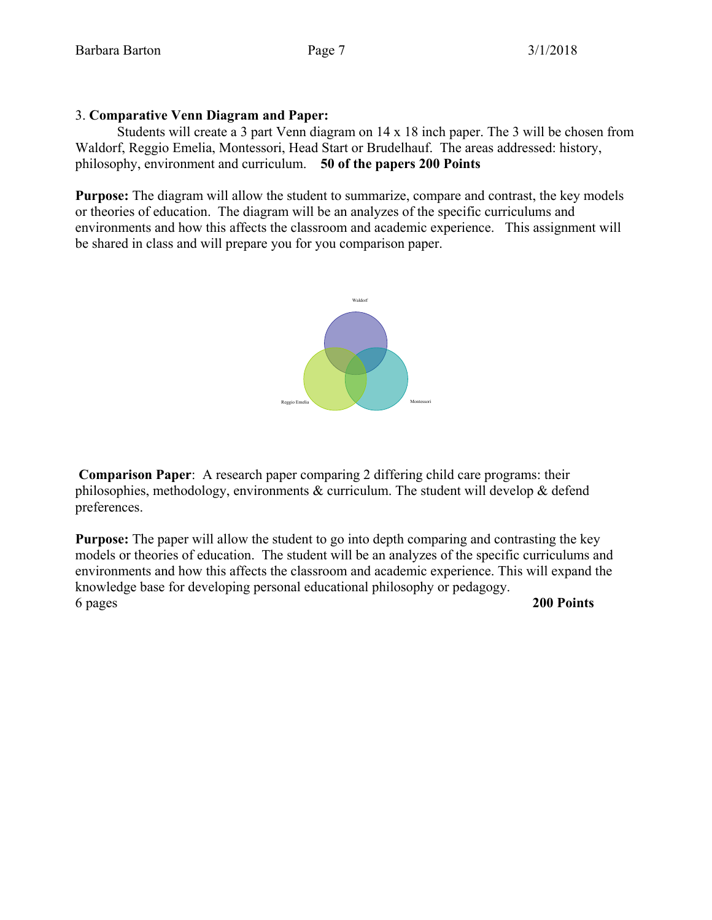3. **Comparative Venn Diagram and Paper:**

Students will create a 3 part Venn diagram on 14 x 18 inch paper. The 3 will be chosen from Waldorf, Reggio Emelia, Montessori, Head Start or Brudelhauf. The areas addressed: history, philosophy, environment and curriculum. **50 of the papers 200 Points**

**Purpose:** The diagram will allow the student to summarize, compare and contrast, the key models or theories of education. The diagram will be an analyzes of the specific curriculums and environments and how this affects the classroom and academic experience. This assignment will be shared in class and will prepare you for you comparison paper.

Waldorf

Reggio Emelia

Montessori

**Comparison Paper**: A research paper comparing 2 differing child care programs: their philosophies, methodology, environments & curriculum. The student will develop & defend preferences.

**Purpose:** The paper will allow the student to go into depth comparing and contrasting the key models or theories of education. The student will be an analyzes of the specific curriculums and environments and how this affects the classroom and academic experience. This will expand the knowledge base for developing personal educational philosophy or pedagogy.

6 pages **200 Points**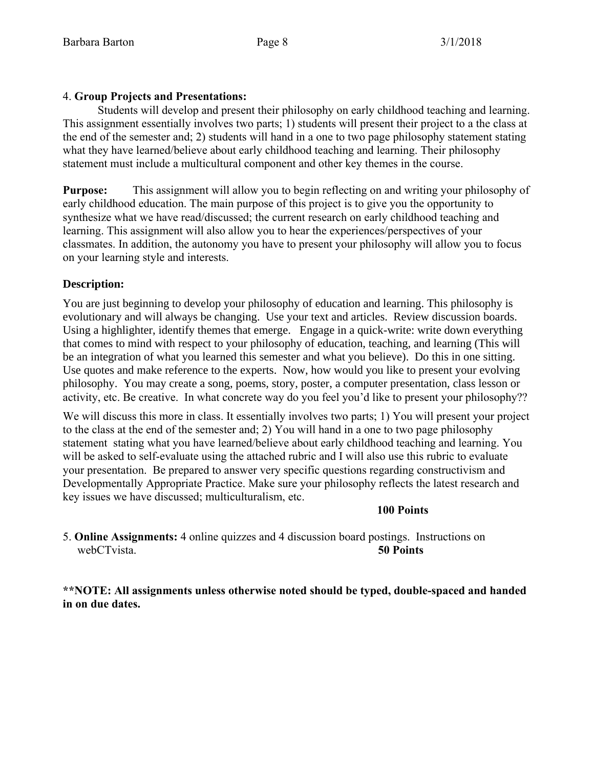4. **Group Projects and Presentations:**

Students will develop and present their philosophy on early childhood teaching and learning. This assignment essentially involves two parts; 1) students will present their project to a the class at the end of the semester and; 2) students will hand in a one to two page philosophy statement stating what they have learned/believe about early childhood teaching and learning. Their philosophy statement must include a multicultural component and other key themes in the course.

**Purpose:** This assignment will allow you to begin reflecting on and writing your philosophy of early childhood education. The main purpose of this project is to give you the opportunity to synthesize what we have read/discussed; the current research on early childhood teaching and learning. This assignment will also allow you to hear the experiences/perspectives of your classmates. In addition, the autonomy you have to present your philosophy will allow you to focus on your learning style and interests.

**Description:**

You are just beginning to develop your philosophy of education and learning. This philosophy is evolutionary and will always be changing. Use your text and articles. Review discussion boards. Using a highlighter, identify themes that emerge. Engage in a quick-write: write down everything that comes to mind with respect to your philosophy of education, teaching, and learning (This will be an integration of what you learned this semester and what you believe). Do this in one sitting. Use quotes and make reference to the experts. Now, how would you like to present your evolving philosophy. You may create a song, poems, story, poster, a computer presentation, class lesson or activity, etc. Be creative. In what concrete way do you feel you'd like to present your philosophy??

We will discuss this more in class. It essentially involves two parts; 1) You will present your project to the class at the end of the semester and; 2) You will hand in a one to two page philosophy statement stating what you have learned/believe about early childhood teaching and learning. You will be asked to self-evaluate using the attached rubric and I will also use this rubric to evaluate your presentation. Be prepared to answer very specific questions regarding constructivism and Developmentally Appropriate Practice. Make sure your philosophy reflects the latest research and key issues we have discussed; multiculturalism, etc.

**100 Points**

5. **Online Assignments:** 4 online quizzes and 4 discussion board postings. Instructions on webCTvista. **50 Points**

**\*\*NOTE: All assignments unless otherwise noted should be typed, double-spaced and handed in on due dates.**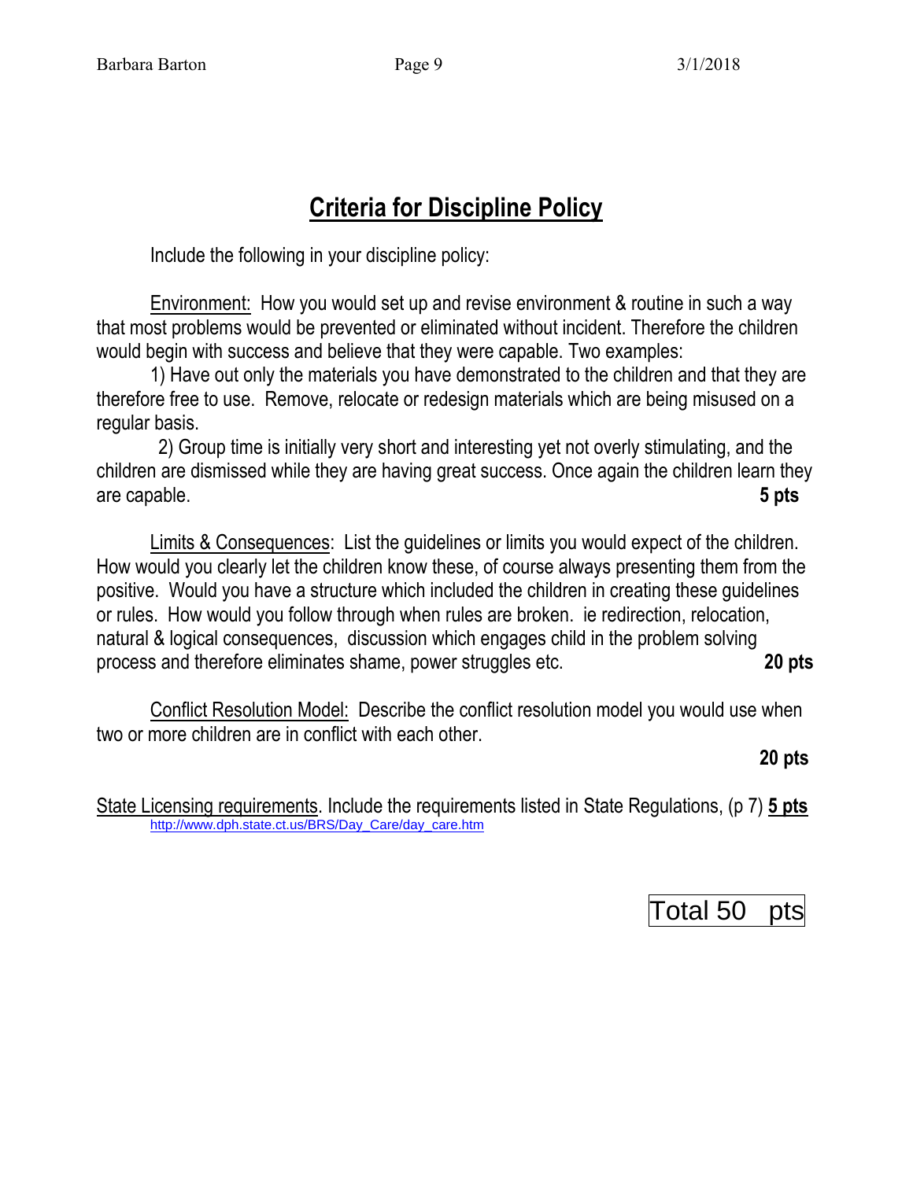# Criteria for Discipline Policy

Include the following in your discipline policy:

Environment: How you would set up and revise environment & routine in such a way that most problems would be prevented or eliminated without incident. Therefore the children would begin with success and believe that they were capable. Two examples:

1) Have out only the materials you have demonstrated to the children and that they are therefore free to use. Remove, relocate or redesign materials which are being misused on a regular basis.

2) Group time is initially very short and interesting yet not overly stimulating, and the children are dismissed while they are having great success. Once again the children learn they are capable. **5 pts**

Limits & Consequences: List the guidelines or limits you would expect of the children. How would you clearly let the children know these, of course always presenting them from the positive. Would you have a structure which included the children in creating these guidelines or rules. How would you follow through when rules are broken. ie redirection, relocation, natural & logical consequences, discussion which engages child in the problem solving process and therefore eliminates shame, power struggles etc. **20 pts**

Conflict Resolution Model: Describe the conflict resolution model you would use when two or more children are in conflict with each other.

**20 pts**

State Licensing requirements. Include the requirements listed in State Regulations, (p 7) **5 pts**
http://www.dph.state.ct.us/BRS/Day_Care/day_care.htm

Total 50 pts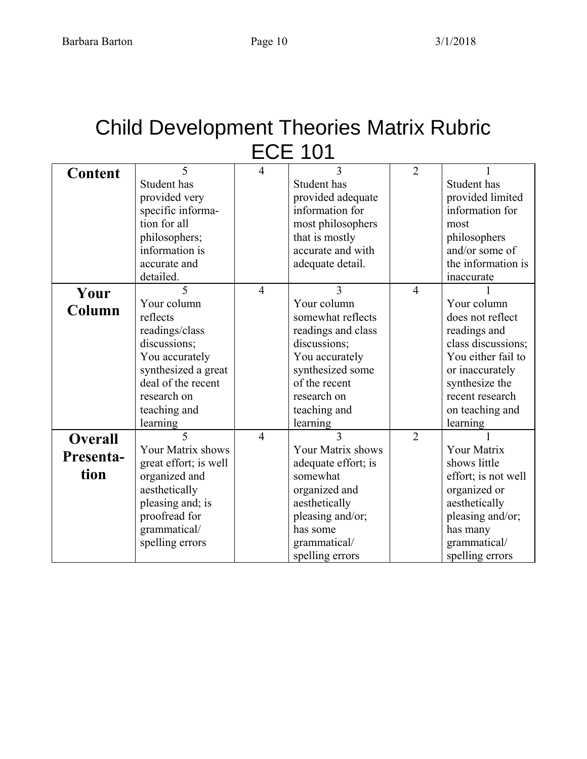# Child Development Theories Matrix Rubric ECE 101

| | 5 | 4 | 3 | 2 | 1 |
|---|---|---|---|---|---|
| **Content** | Student has provided very specific information for all philosophers; information is accurate and detailed. | | Student has provided adequate information for most philosophers that is mostly accurate and with adequate detail. | | Student has provided limited information for most philosophers and/or some of the information is inaccurate |
| **Your Column** | Your column reflects readings/class discussions; You accurately synthesized a great deal of the recent research on teaching and learning | 4 | Your column somewhat reflects readings and class discussions; You accurately synthesized some of the recent research on teaching and learning | 4 | Your column does not reflect readings and class discussions; You either fail to or inaccurately synthesize the recent research on teaching and learning |
| **Overall Presentation** | Your Matrix shows great effort; is well organized and aesthetically pleasing and; is proofread for grammatical/ spelling errors | 4 | Your Matrix shows adequate effort; is somewhat organized and aesthetically pleasing and/or; has some grammatical/ spelling errors | 2 | Your Matrix shows little effort; is not well organized or aesthetically pleasing and/or; has many grammatical/ spelling errors |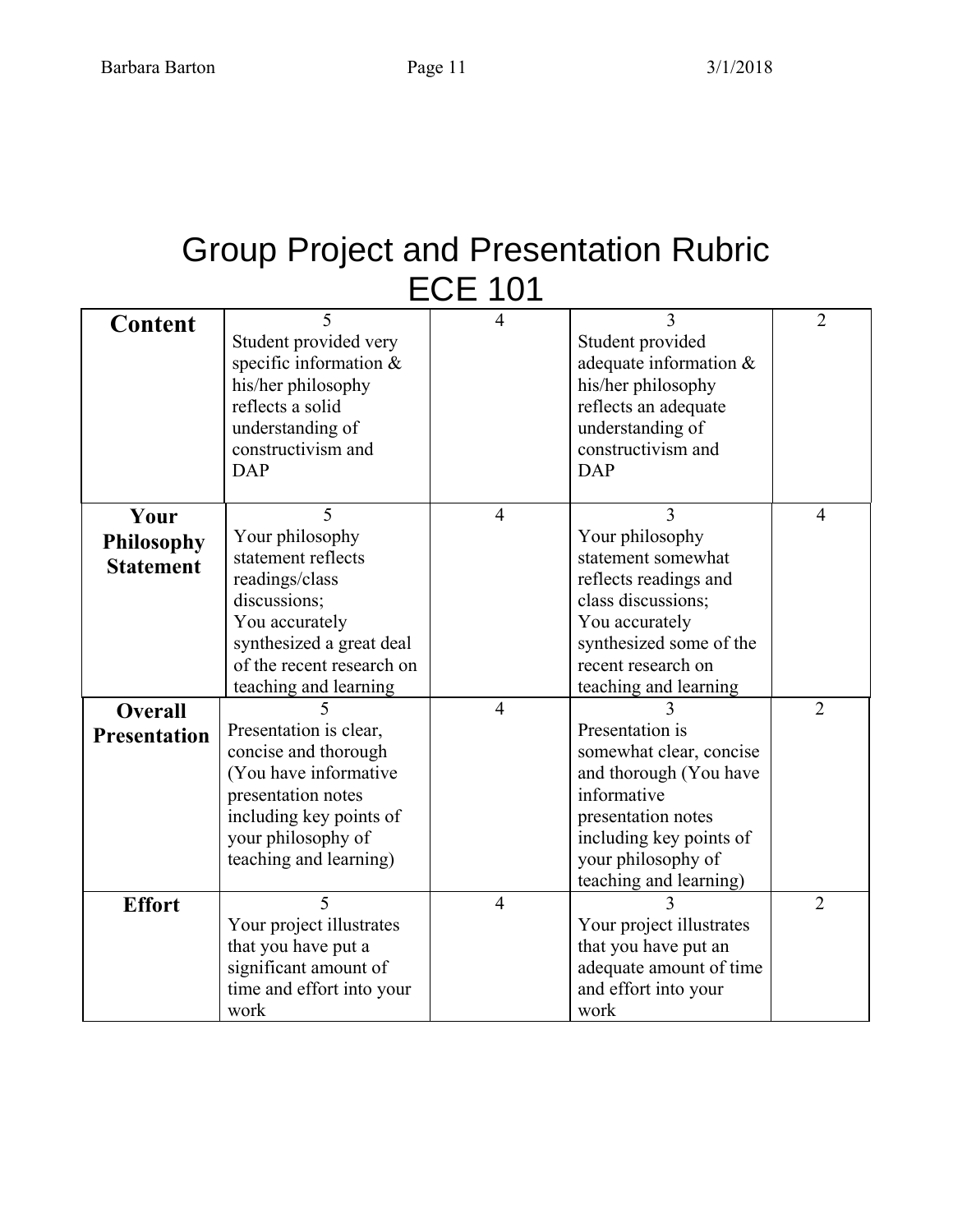# Group Project and Presentation Rubric ECE 101

| **Content** | 5<br>Student provided very specific information & his/her philosophy reflects a solid understanding of constructivism and DAP | 4 | 3<br>Student provided adequate information & his/her philosophy reflects an adequate understanding of constructivism and DAP | 2 |
|---|---|---|---|---|
| **Your Philosophy Statement** | 5<br>Your philosophy statement reflects readings/class discussions;<br>You accurately synthesized a great deal of the recent research on teaching and learning | 4 | 3<br>Your philosophy statement somewhat reflects readings and class discussions;<br>You accurately synthesized some of the recent research on teaching and learning | 4 |
| **Overall Presentation** | 5<br>Presentation is clear, concise and thorough (You have informative presentation notes including key points of your philosophy of teaching and learning) | 4 | 3<br>Presentation is somewhat clear, concise and thorough (You have informative presentation notes including key points of your philosophy of teaching and learning) | 2 |
| **Effort** | 5<br>Your project illustrates that you have put a significant amount of time and effort into your work | 4 | 3<br>Your project illustrates that you have put an adequate amount of time and effort into your work | 2 |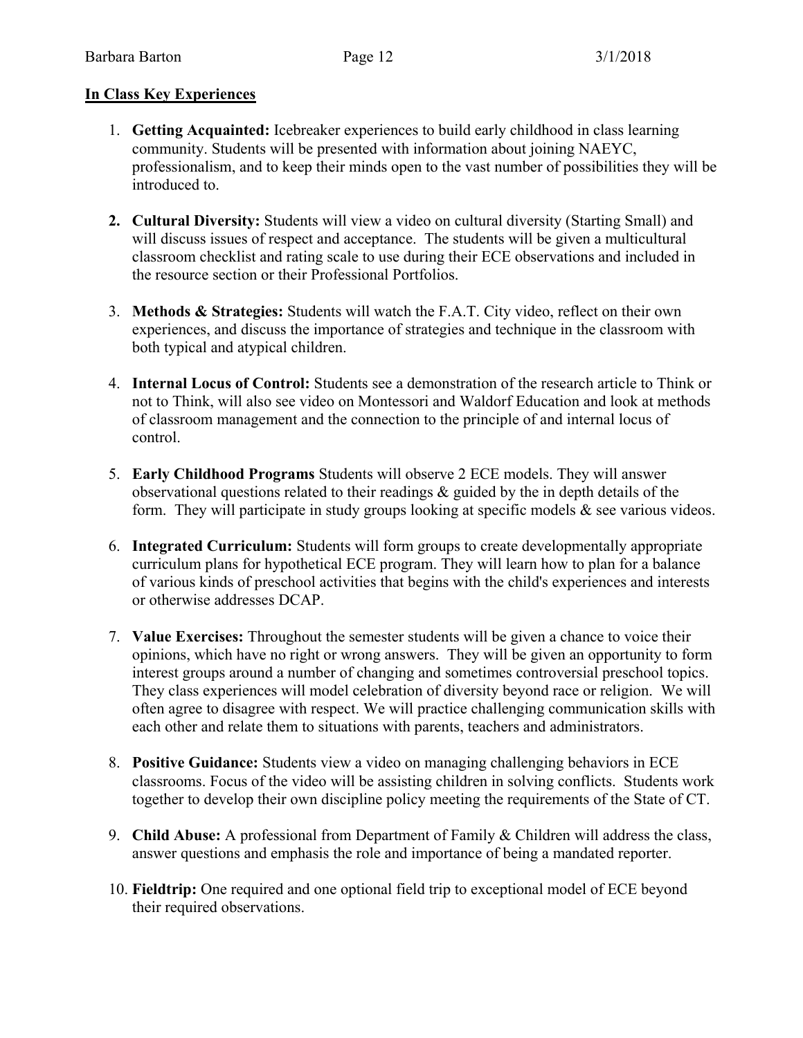**In Class Key Experiences**

1. **Getting Acquainted:** Icebreaker experiences to build early childhood in class learning community. Students will be presented with information about joining NAEYC, professionalism, and to keep their minds open to the vast number of possibilities they will be introduced to.

2. **Cultural Diversity:** Students will view a video on cultural diversity (Starting Small) and will discuss issues of respect and acceptance. The students will be given a multicultural classroom checklist and rating scale to use during their ECE observations and included in the resource section or their Professional Portfolios.

3. **Methods & Strategies:** Students will watch the F.A.T. City video, reflect on their own experiences, and discuss the importance of strategies and technique in the classroom with both typical and atypical children.

4. **Internal Locus of Control:** Students see a demonstration of the research article to Think or not to Think, will also see video on Montessori and Waldorf Education and look at methods of classroom management and the connection to the principle of and internal locus of control.

5. **Early Childhood Programs** Students will observe 2 ECE models. They will answer observational questions related to their readings & guided by the in depth details of the form. They will participate in study groups looking at specific models & see various videos.

6. **Integrated Curriculum:** Students will form groups to create developmentally appropriate curriculum plans for hypothetical ECE program. They will learn how to plan for a balance of various kinds of preschool activities that begins with the child's experiences and interests or otherwise addresses DCAP.

7. **Value Exercises:** Throughout the semester students will be given a chance to voice their opinions, which have no right or wrong answers. They will be given an opportunity to form interest groups around a number of changing and sometimes controversial preschool topics. They class experiences will model celebration of diversity beyond race or religion. We will often agree to disagree with respect. We will practice challenging communication skills with each other and relate them to situations with parents, teachers and administrators.

8. **Positive Guidance:** Students view a video on managing challenging behaviors in ECE classrooms. Focus of the video will be assisting children in solving conflicts. Students work together to develop their own discipline policy meeting the requirements of the State of CT.

9. **Child Abuse:** A professional from Department of Family & Children will address the class, answer questions and emphasis the role and importance of being a mandated reporter.

10. **Fieldtrip:** One required and one optional field trip to exceptional model of ECE beyond their required observations.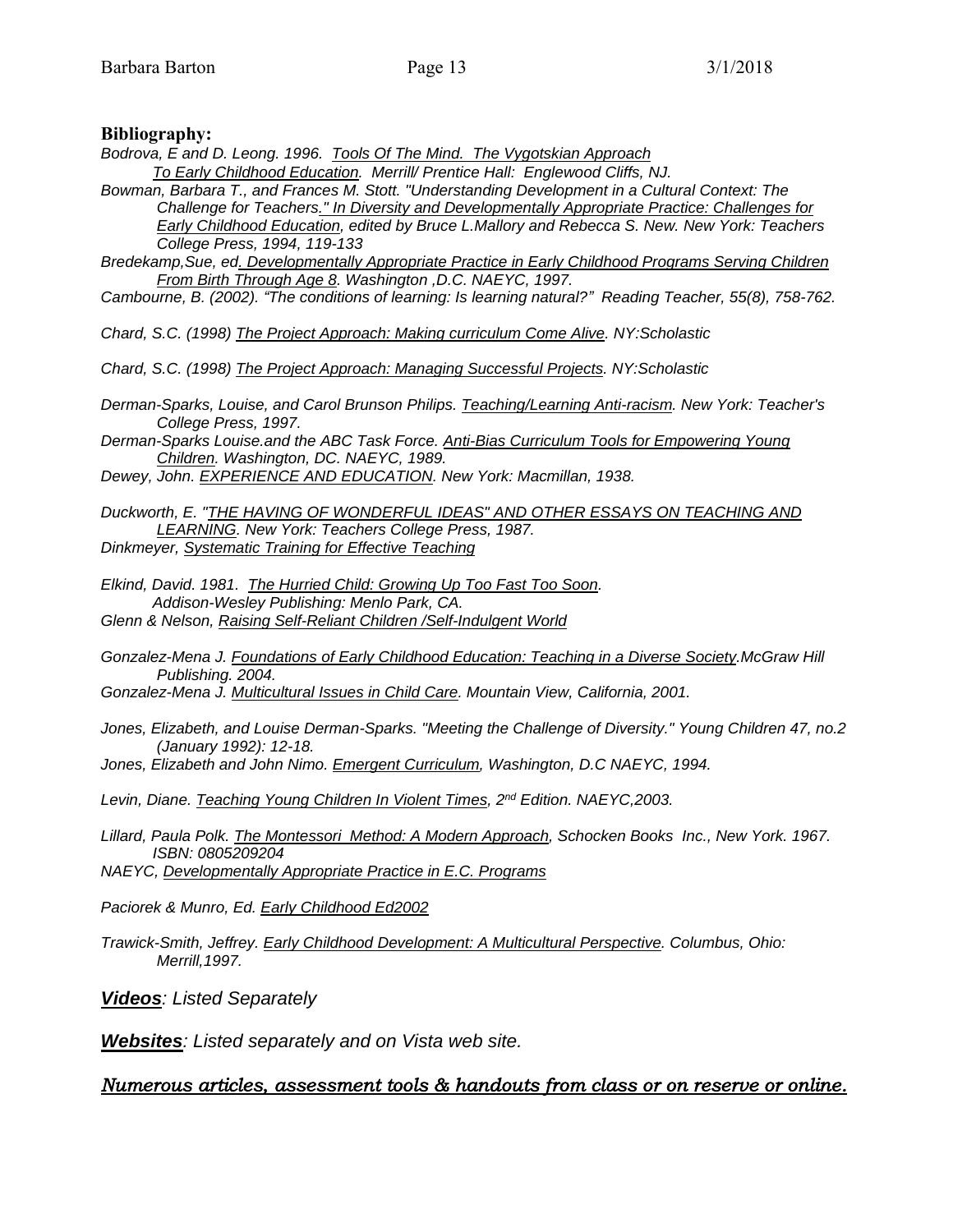**Bibliography:**

*Bodrova, E and D. Leong. 1996. Tools Of The Mind. The Vygotskian Approach To Early Childhood Education. Merrill/ Prentice Hall: Englewood Cliffs, NJ.*

*Bowman, Barbara T., and Frances M. Stott. "Understanding Development in a Cultural Context: The Challenge for Teachers." In Diversity and Developmentally Appropriate Practice: Challenges for Early Childhood Education, edited by Bruce L.Mallory and Rebecca S. New. New York: Teachers College Press, 1994, 119-133*

*Bredekamp,Sue, ed. Developmentally Appropriate Practice in Early Childhood Programs Serving Children From Birth Through Age 8. Washington ,D.C. NAEYC, 1997.*

*Cambourne, B. (2002). "The conditions of learning: Is learning natural?" Reading Teacher, 55(8), 758-762.*

*Chard, S.C. (1998) The Project Approach: Making curriculum Come Alive. NY:Scholastic*

*Chard, S.C. (1998) The Project Approach: Managing Successful Projects. NY:Scholastic*

*Derman-Sparks, Louise, and Carol Brunson Philips. Teaching/Learning Anti-racism. New York: Teacher's College Press, 1997.*

*Derman-Sparks Louise.and the ABC Task Force. Anti-Bias Curriculum Tools for Empowering Young Children. Washington, DC. NAEYC, 1989.*

*Dewey, John. EXPERIENCE AND EDUCATION. New York: Macmillan, 1938.*

*Duckworth, E. "THE HAVING OF WONDERFUL IDEAS" AND OTHER ESSAYS ON TEACHING AND LEARNING. New York: Teachers College Press, 1987.*

*Dinkmeyer, Systematic Training for Effective Teaching*

*Elkind, David. 1981. The Hurried Child: Growing Up Too Fast Too Soon. Addison-Wesley Publishing: Menlo Park, CA.*

*Glenn & Nelson, Raising Self-Reliant Children /Self-Indulgent World*

*Gonzalez-Mena J. Foundations of Early Childhood Education: Teaching in a Diverse Society.McGraw Hill Publishing. 2004.*

*Gonzalez-Mena J. Multicultural Issues in Child Care. Mountain View, California, 2001.*

*Jones, Elizabeth, and Louise Derman-Sparks. "Meeting the Challenge of Diversity." Young Children 47, no.2 (January 1992): 12-18.*

*Jones, Elizabeth and John Nimo. Emergent Curriculum, Washington, D.C NAEYC, 1994.*

*Levin, Diane. Teaching Young Children In Violent Times, 2nd Edition. NAEYC,2003.*

*Lillard, Paula Polk. The Montessori Method: A Modern Approach, Schocken Books Inc., New York. 1967. ISBN: 0805209204*

*NAEYC, Developmentally Appropriate Practice in E.C. Programs*

*Paciorek & Munro, Ed. Early Childhood Ed2002*

*Trawick-Smith, Jeffrey. Early Childhood Development: A Multicultural Perspective. Columbus, Ohio: Merrill,1997.*

***Videos**: Listed Separately*

***Websites**: Listed separately and on Vista web site.*

*Numerous articles, assessment tools & handouts from class or on reserve or online.*